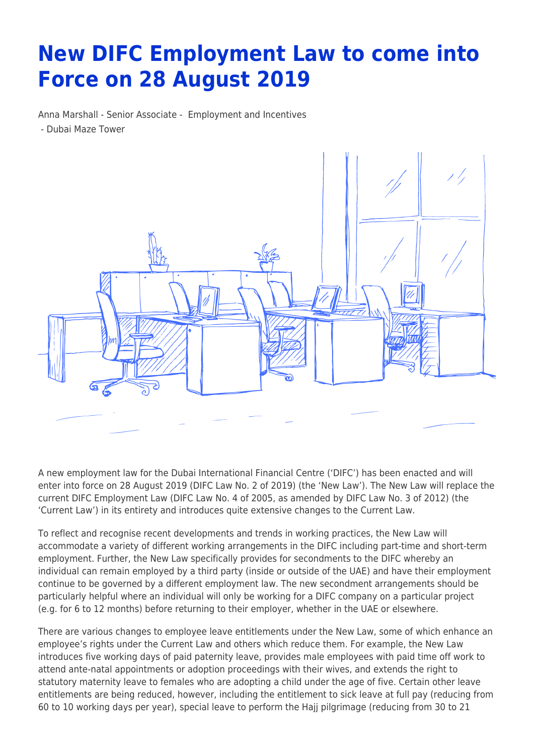# New DIFC Employment Law to come into Force on 28 August 2019

Anna Marshall - Senior Associate - Employment and Incentives
- Dubai Maze Tower

A new employment law for the Dubai International Financial Centre ('DIFC') has been enacted and will enter into force on 28 August 2019 (DIFC Law No. 2 of 2019) (the 'New Law'). The New Law will replace the current DIFC Employment Law (DIFC Law No. 4 of 2005, as amended by DIFC Law No. 3 of 2012) (the 'Current Law') in its entirety and introduces quite extensive changes to the Current Law.

To reflect and recognise recent developments and trends in working practices, the New Law will accommodate a variety of different working arrangements in the DIFC including part-time and short-term employment. Further, the New Law specifically provides for secondments to the DIFC whereby an individual can remain employed by a third party (inside or outside of the UAE) and have their employment continue to be governed by a different employment law. The new secondment arrangements should be particularly helpful where an individual will only be working for a DIFC company on a particular project (e.g. for 6 to 12 months) before returning to their employer, whether in the UAE or elsewhere.

There are various changes to employee leave entitlements under the New Law, some of which enhance an employee's rights under the Current Law and others which reduce them. For example, the New Law introduces five working days of paid paternity leave, provides male employees with paid time off work to attend ante-natal appointments or adoption proceedings with their wives, and extends the right to statutory maternity leave to females who are adopting a child under the age of five. Certain other leave entitlements are being reduced, however, including the entitlement to sick leave at full pay (reducing from 60 to 10 working days per year), special leave to perform the Hajj pilgrimage (reducing from 30 to 21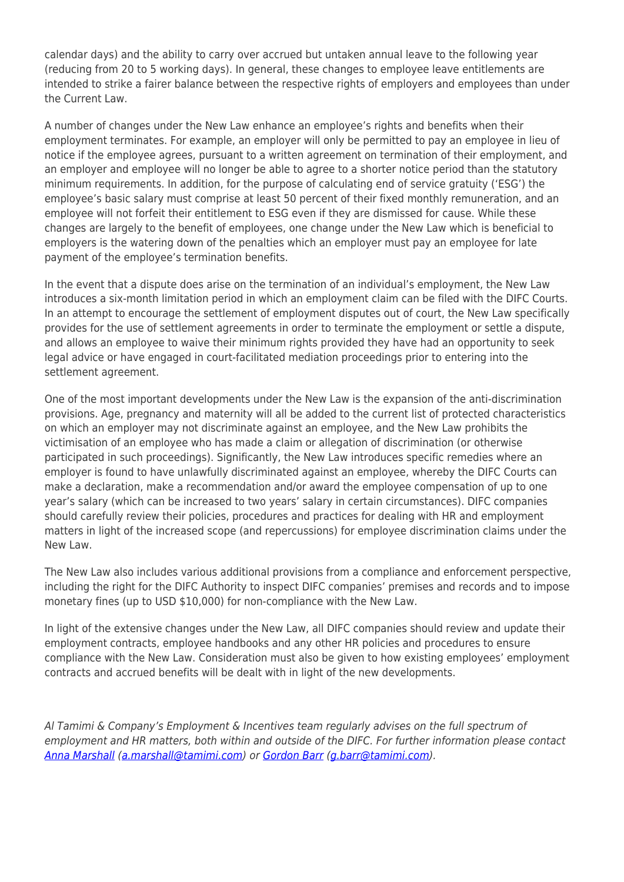calendar days) and the ability to carry over accrued but untaken annual leave to the following year (reducing from 20 to 5 working days). In general, these changes to employee leave entitlements are intended to strike a fairer balance between the respective rights of employers and employees than under the Current Law.

A number of changes under the New Law enhance an employee's rights and benefits when their employment terminates. For example, an employer will only be permitted to pay an employee in lieu of notice if the employee agrees, pursuant to a written agreement on termination of their employment, and an employer and employee will no longer be able to agree to a shorter notice period than the statutory minimum requirements. In addition, for the purpose of calculating end of service gratuity ('ESG') the employee's basic salary must comprise at least 50 percent of their fixed monthly remuneration, and an employee will not forfeit their entitlement to ESG even if they are dismissed for cause. While these changes are largely to the benefit of employees, one change under the New Law which is beneficial to employers is the watering down of the penalties which an employer must pay an employee for late payment of the employee's termination benefits.

In the event that a dispute does arise on the termination of an individual's employment, the New Law introduces a six-month limitation period in which an employment claim can be filed with the DIFC Courts. In an attempt to encourage the settlement of employment disputes out of court, the New Law specifically provides for the use of settlement agreements in order to terminate the employment or settle a dispute, and allows an employee to waive their minimum rights provided they have had an opportunity to seek legal advice or have engaged in court-facilitated mediation proceedings prior to entering into the settlement agreement.

One of the most important developments under the New Law is the expansion of the anti-discrimination provisions. Age, pregnancy and maternity will all be added to the current list of protected characteristics on which an employer may not discriminate against an employee, and the New Law prohibits the victimisation of an employee who has made a claim or allegation of discrimination (or otherwise participated in such proceedings). Significantly, the New Law introduces specific remedies where an employer is found to have unlawfully discriminated against an employee, whereby the DIFC Courts can make a declaration, make a recommendation and/or award the employee compensation of up to one year's salary (which can be increased to two years' salary in certain circumstances). DIFC companies should carefully review their policies, procedures and practices for dealing with HR and employment matters in light of the increased scope (and repercussions) for employee discrimination claims under the New Law.

The New Law also includes various additional provisions from a compliance and enforcement perspective, including the right for the DIFC Authority to inspect DIFC companies' premises and records and to impose monetary fines (up to USD $10,000) for non-compliance with the New Law.

In light of the extensive changes under the New Law, all DIFC companies should review and update their employment contracts, employee handbooks and any other HR policies and procedures to ensure compliance with the New Law. Consideration must also be given to how existing employees' employment contracts and accrued benefits will be dealt with in light of the new developments.

*Al Tamimi & Company's Employment & Incentives team regularly advises on the full spectrum of employment and HR matters, both within and outside of the DIFC. For further information please contact Anna Marshall (a.marshall@tamimi.com) or Gordon Barr (g.barr@tamimi.com).*